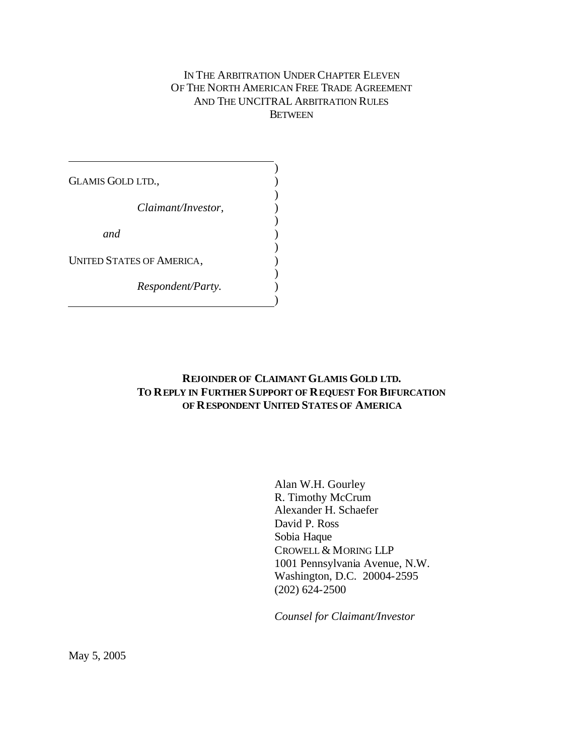IN THE ARBITRATION UNDER CHAPTER ELEVEN
OF THE NORTH AMERICAN FREE TRADE AGREEMENT
AND THE UNCITRAL ARBITRATION RULES
BETWEEN

GLAMIS GOLD LTD.,

*Claimant/Investor*,

*and*

UNITED STATES OF AMERICA,

*Respondent/Party.*

**REJOINDER OF CLAIMANT GLAMIS GOLD LTD.
TO REPLY IN FURTHER SUPPORT OF REQUEST FOR BIFURCATION
OF RESPONDENT UNITED STATES OF AMERICA**

Alan W.H. Gourley
R. Timothy McCrum
Alexander H. Schaefer
David P. Ross
Sobia Haque
CROWELL & MORING LLP
1001 Pennsylvania Avenue, N.W.
Washington, D.C. 20004-2595
(202) 624-2500

*Counsel for Claimant/Investor*

May 5, 2005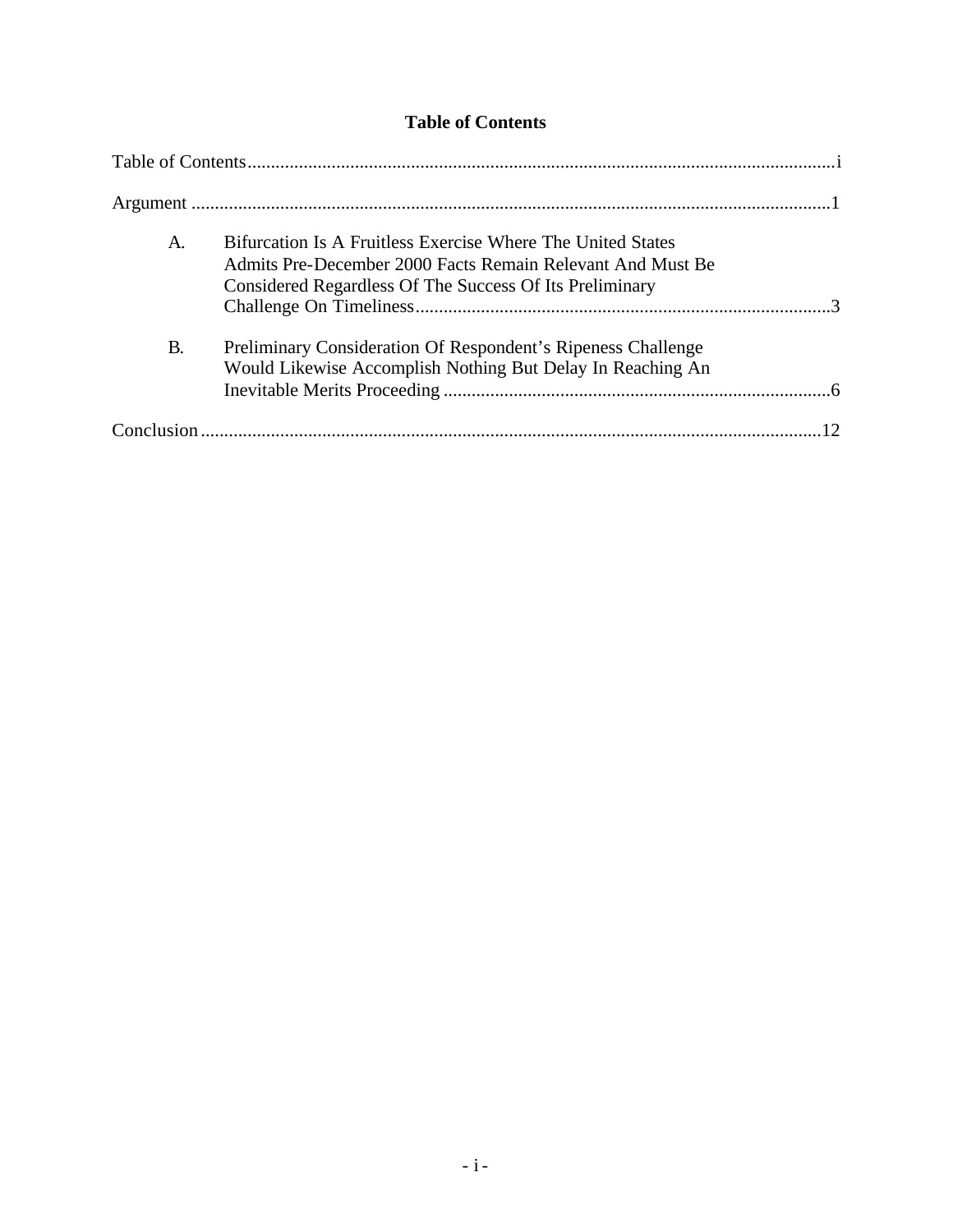# Table of Contents

Table of Contents ....................................................................................................................... i

Argument ....................................................................................................................................1

A. Bifurcation Is A Fruitless Exercise Where The United States Admits Pre-December 2000 Facts Remain Relevant And Must Be Considered Regardless Of The Success Of Its Preliminary Challenge On Timeliness........................................................................................3

B. Preliminary Consideration Of Respondent's Ripeness Challenge Would Likewise Accomplish Nothing But Delay In Reaching An Inevitable Merits Proceeding ..................................................................................6

Conclusion ...................................................................................................................................12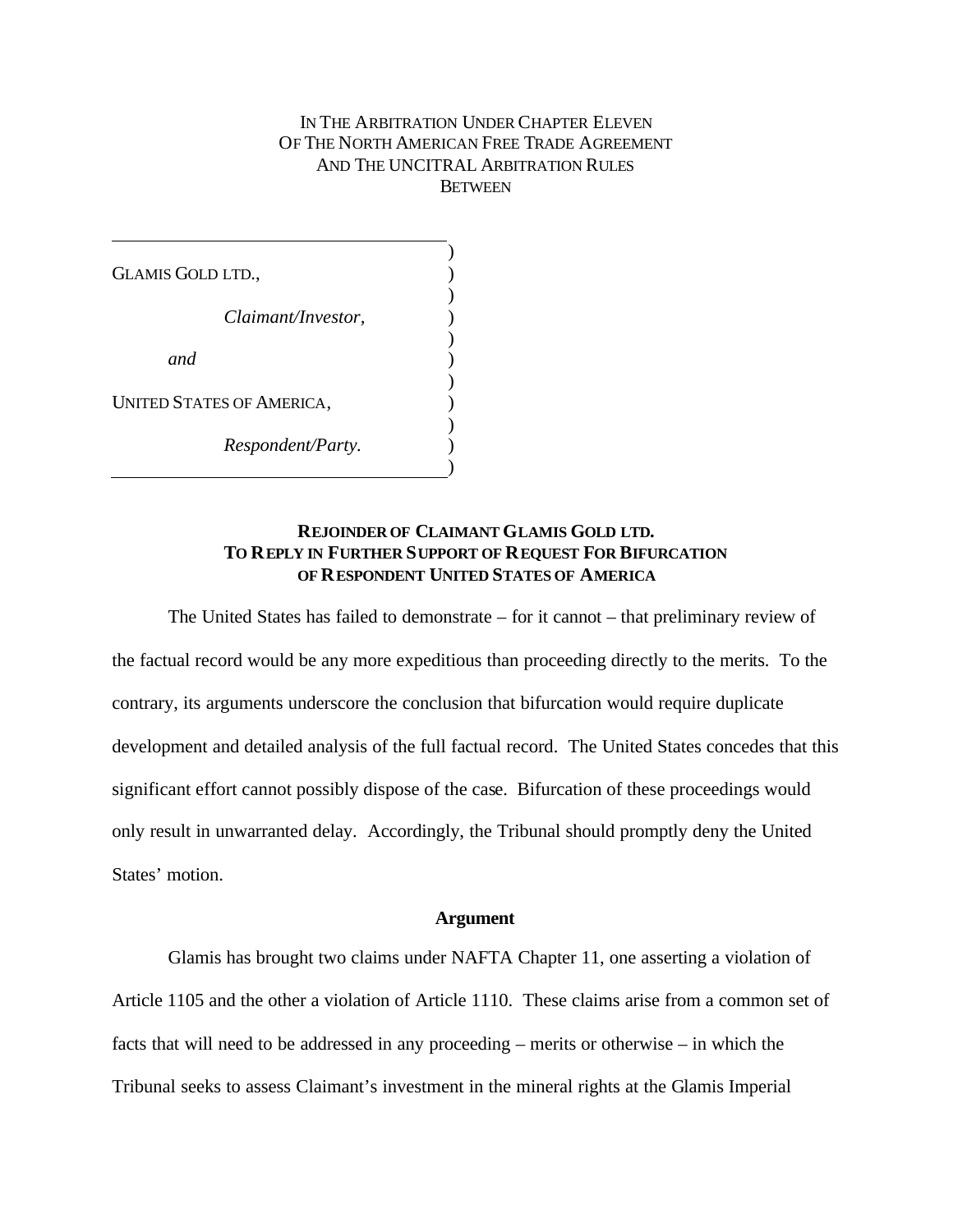IN THE ARBITRATION UNDER CHAPTER ELEVEN
OF THE NORTH AMERICAN FREE TRADE AGREEMENT
AND THE UNCITRAL ARBITRATION RULES
BETWEEN

GLAMIS GOLD LTD.,

*Claimant/Investor,*

*and*

UNITED STATES OF AMERICA,

*Respondent/Party.*

**REJOINDER OF CLAIMANT GLAMIS GOLD LTD.**
**TO REPLY IN FURTHER SUPPORT OF REQUEST FOR BIFURCATION**
**OF RESPONDENT UNITED STATES OF AMERICA**

The United States has failed to demonstrate – for it cannot – that preliminary review of the factual record would be any more expeditious than proceeding directly to the merits. To the contrary, its arguments underscore the conclusion that bifurcation would require duplicate development and detailed analysis of the full factual record. The United States concedes that this significant effort cannot possibly dispose of the case. Bifurcation of these proceedings would only result in unwarranted delay. Accordingly, the Tribunal should promptly deny the United States' motion.

## Argument

Glamis has brought two claims under NAFTA Chapter 11, one asserting a violation of Article 1105 and the other a violation of Article 1110. These claims arise from a common set of facts that will need to be addressed in any proceeding – merits or otherwise – in which the Tribunal seeks to assess Claimant's investment in the mineral rights at the Glamis Imperial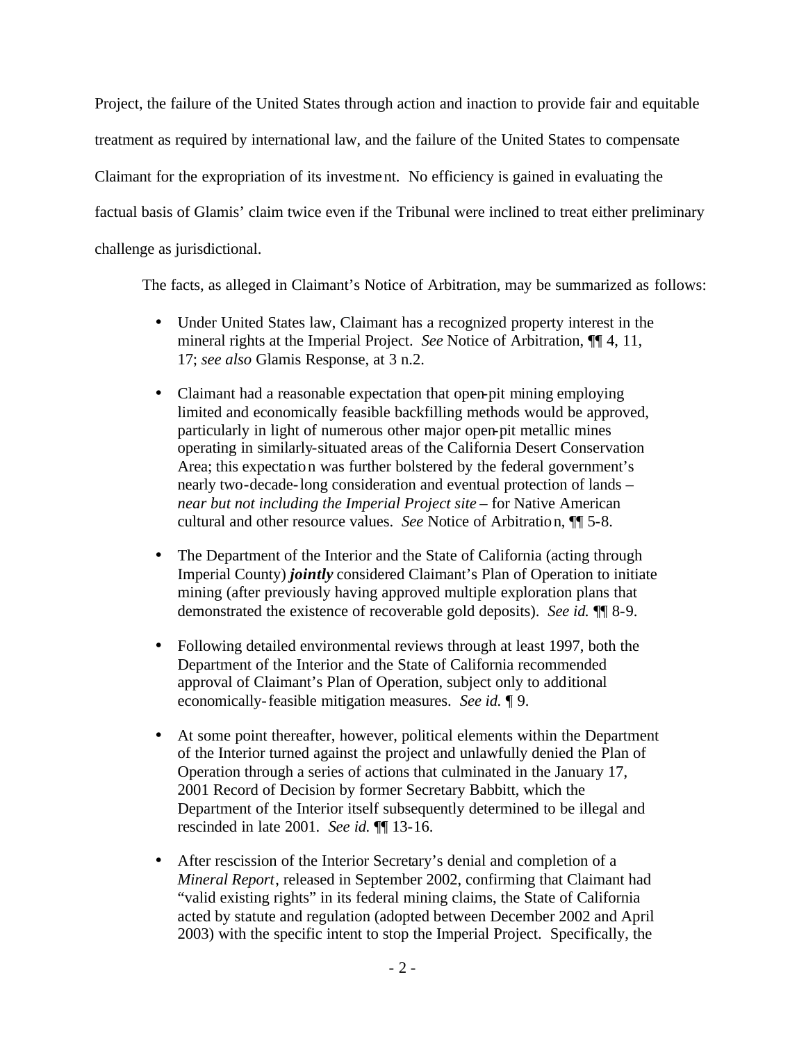Project, the failure of the United States through action and inaction to provide fair and equitable treatment as required by international law, and the failure of the United States to compensate Claimant for the expropriation of its investment. No efficiency is gained in evaluating the factual basis of Glamis' claim twice even if the Tribunal were inclined to treat either preliminary challenge as jurisdictional.

The facts, as alleged in Claimant's Notice of Arbitration, may be summarized as follows:

- Under United States law, Claimant has a recognized property interest in the mineral rights at the Imperial Project. *See* Notice of Arbitration, ¶¶ 4, 11, 17; *see also* Glamis Response, at 3 n.2.

- Claimant had a reasonable expectation that open-pit mining employing limited and economically feasible backfilling methods would be approved, particularly in light of numerous other major open-pit metallic mines operating in similarly-situated areas of the California Desert Conservation Area; this expectation was further bolstered by the federal government's nearly two-decade-long consideration and eventual protection of lands – *near but not including the Imperial Project site* – for Native American cultural and other resource values. *See* Notice of Arbitration, ¶¶ 5-8.

- The Department of the Interior and the State of California (acting through Imperial County) ***jointly*** considered Claimant's Plan of Operation to initiate mining (after previously having approved multiple exploration plans that demonstrated the existence of recoverable gold deposits). *See id.* ¶¶ 8-9.

- Following detailed environmental reviews through at least 1997, both the Department of the Interior and the State of California recommended approval of Claimant's Plan of Operation, subject only to additional economically-feasible mitigation measures. *See id.* ¶ 9.

- At some point thereafter, however, political elements within the Department of the Interior turned against the project and unlawfully denied the Plan of Operation through a series of actions that culminated in the January 17, 2001 Record of Decision by former Secretary Babbitt, which the Department of the Interior itself subsequently determined to be illegal and rescinded in late 2001. *See id.* ¶¶ 13-16.

- After rescission of the Interior Secretary's denial and completion of a *Mineral Report*, released in September 2002, confirming that Claimant had "valid existing rights" in its federal mining claims, the State of California acted by statute and regulation (adopted between December 2002 and April 2003) with the specific intent to stop the Imperial Project. Specifically, the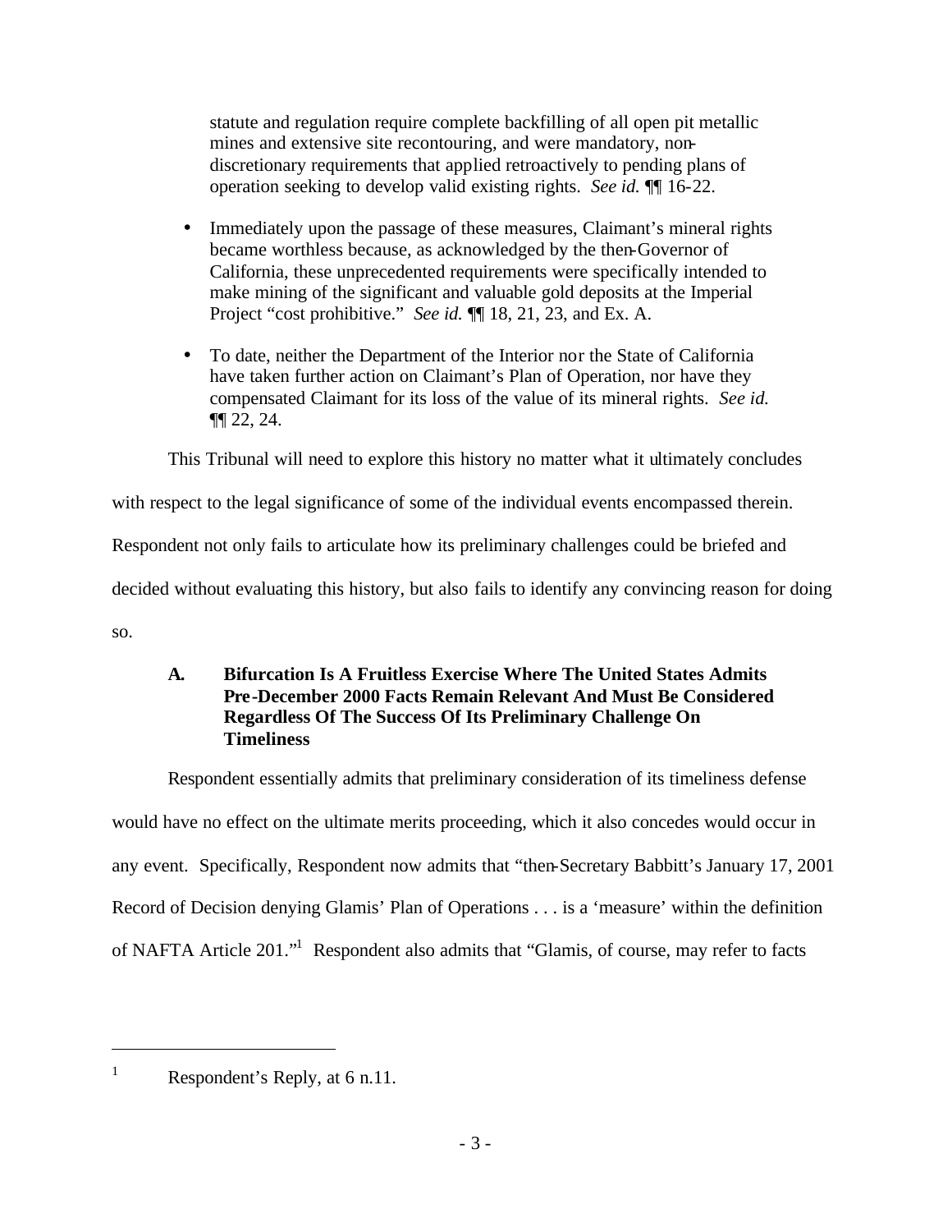statute and regulation require complete backfilling of all open pit metallic mines and extensive site recontouring, and were mandatory, non-discretionary requirements that applied retroactively to pending plans of operation seeking to develop valid existing rights. *See id.* ¶¶ 16-22.

- Immediately upon the passage of these measures, Claimant's mineral rights became worthless because, as acknowledged by the then-Governor of California, these unprecedented requirements were specifically intended to make mining of the significant and valuable gold deposits at the Imperial Project "cost prohibitive." *See id.* ¶¶ 18, 21, 23, and Ex. A.

- To date, neither the Department of the Interior nor the State of California have taken further action on Claimant's Plan of Operation, nor have they compensated Claimant for its loss of the value of its mineral rights. *See id.* ¶¶ 22, 24.

This Tribunal will need to explore this history no matter what it ultimately concludes with respect to the legal significance of some of the individual events encompassed therein. Respondent not only fails to articulate how its preliminary challenges could be briefed and decided without evaluating this history, but also fails to identify any convincing reason for doing so.

### A. Bifurcation Is A Fruitless Exercise Where The United States Admits Pre-December 2000 Facts Remain Relevant And Must Be Considered Regardless Of The Success Of Its Preliminary Challenge On Timeliness

Respondent essentially admits that preliminary consideration of its timeliness defense would have no effect on the ultimate merits proceeding, which it also concedes would occur in any event. Specifically, Respondent now admits that "then-Secretary Babbitt's January 17, 2001 Record of Decision denying Glamis' Plan of Operations . . . is a 'measure' within the definition of NAFTA Article 201."[1] Respondent also admits that "Glamis, of course, may refer to facts

---

[1] Respondent's Reply, at 6 n.11.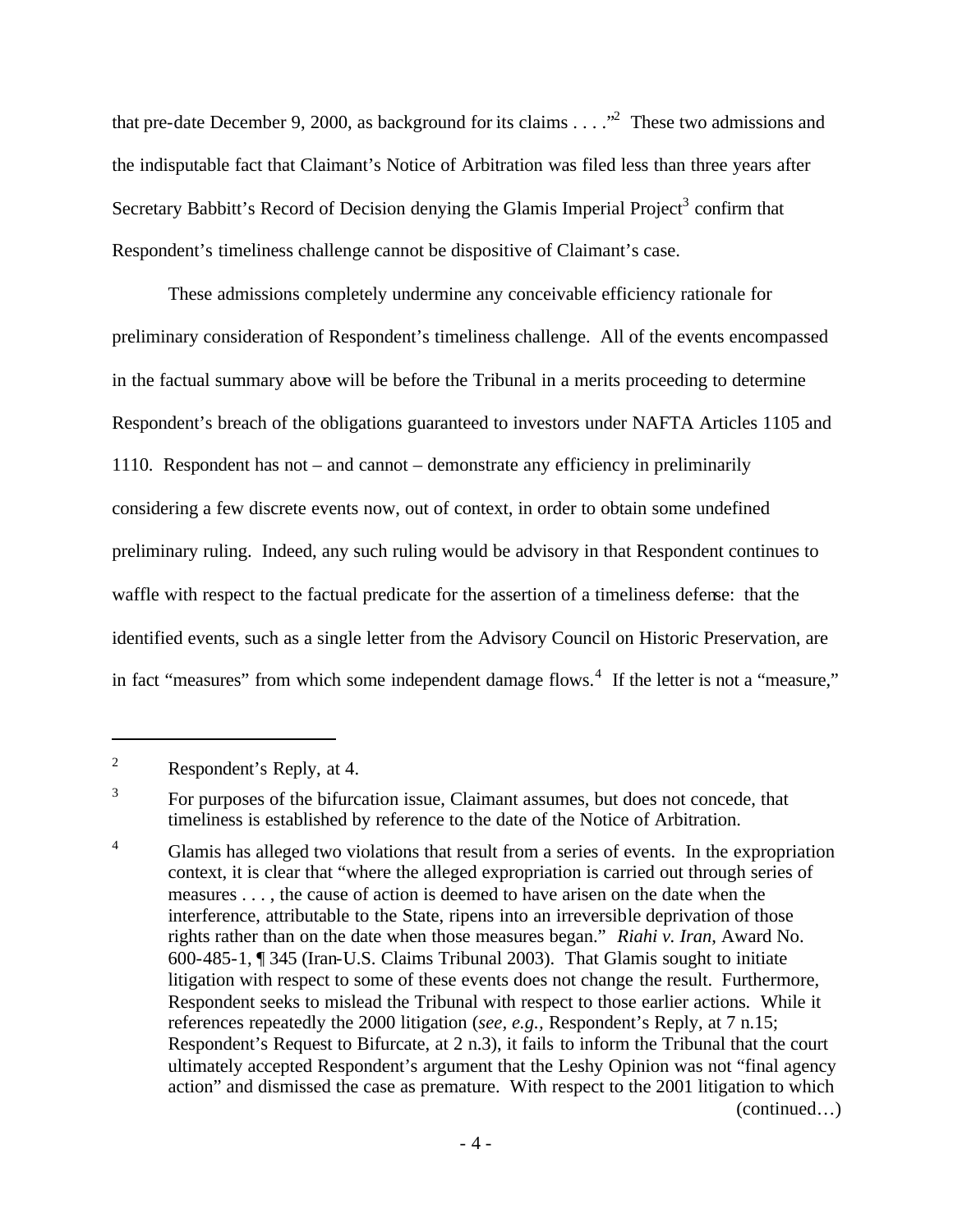that pre-date December 9, 2000, as background for its claims . . . ."[2] These two admissions and the indisputable fact that Claimant's Notice of Arbitration was filed less than three years after Secretary Babbitt's Record of Decision denying the Glamis Imperial Project[3] confirm that Respondent's timeliness challenge cannot be dispositive of Claimant's case.

These admissions completely undermine any conceivable efficiency rationale for preliminary consideration of Respondent's timeliness challenge. All of the events encompassed in the factual summary above will be before the Tribunal in a merits proceeding to determine Respondent's breach of the obligations guaranteed to investors under NAFTA Articles 1105 and 1110. Respondent has not – and cannot – demonstrate any efficiency in preliminarily considering a few discrete events now, out of context, in order to obtain some undefined preliminary ruling. Indeed, any such ruling would be advisory in that Respondent continues to waffle with respect to the factual predicate for the assertion of a timeliness defense: that the identified events, such as a single letter from the Advisory Council on Historic Preservation, are in fact "measures" from which some independent damage flows.[4] If the letter is not a "measure,"

---

[2] Respondent's Reply, at 4.

[3] For purposes of the bifurcation issue, Claimant assumes, but does not concede, that timeliness is established by reference to the date of the Notice of Arbitration.

[4] Glamis has alleged two violations that result from a series of events. In the expropriation context, it is clear that "where the alleged expropriation is carried out through series of measures . . . , the cause of action is deemed to have arisen on the date when the interference, attributable to the State, ripens into an irreversible deprivation of those rights rather than on the date when those measures began." *Riahi v. Iran*, Award No. 600-485-1, ¶ 345 (Iran-U.S. Claims Tribunal 2003). That Glamis sought to initiate litigation with respect to some of these events does not change the result. Furthermore, Respondent seeks to mislead the Tribunal with respect to those earlier actions. While it references repeatedly the 2000 litigation (*see, e.g.*, Respondent's Reply, at 7 n.15; Respondent's Request to Bifurcate, at 2 n.3), it fails to inform the Tribunal that the court ultimately accepted Respondent's argument that the Leshy Opinion was not "final agency action" and dismissed the case as premature. With respect to the 2001 litigation to which (continued…)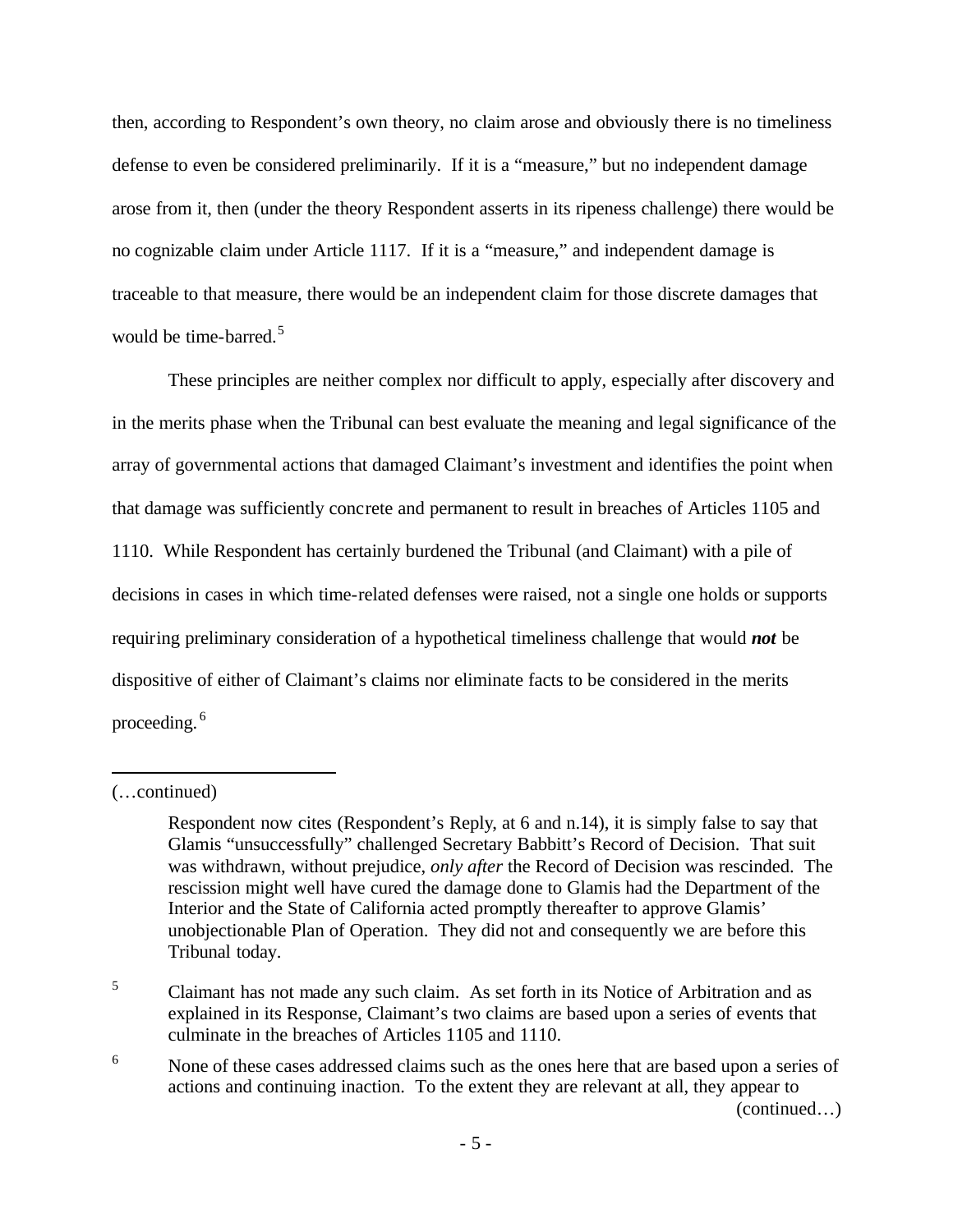then, according to Respondent's own theory, no claim arose and obviously there is no timeliness defense to even be considered preliminarily. If it is a "measure," but no independent damage arose from it, then (under the theory Respondent asserts in its ripeness challenge) there would be no cognizable claim under Article 1117. If it is a "measure," and independent damage is traceable to that measure, there would be an independent claim for those discrete damages that would be time-barred.[5]

These principles are neither complex nor difficult to apply, especially after discovery and in the merits phase when the Tribunal can best evaluate the meaning and legal significance of the array of governmental actions that damaged Claimant's investment and identifies the point when that damage was sufficiently concrete and permanent to result in breaches of Articles 1105 and 1110. While Respondent has certainly burdened the Tribunal (and Claimant) with a pile of decisions in cases in which time-related defenses were raised, not a single one holds or supports requiring preliminary consideration of a hypothetical timeliness challenge that would ***not*** be dispositive of either of Claimant's claims nor eliminate facts to be considered in the merits proceeding.[6]

---

(…continued)

Respondent now cites (Respondent's Reply, at 6 and n.14), it is simply false to say that Glamis "unsuccessfully" challenged Secretary Babbitt's Record of Decision. That suit was withdrawn, without prejudice, *only after* the Record of Decision was rescinded. The rescission might well have cured the damage done to Glamis had the Department of the Interior and the State of California acted promptly thereafter to approve Glamis' unobjectionable Plan of Operation. They did not and consequently we are before this Tribunal today.

[5] Claimant has not made any such claim. As set forth in its Notice of Arbitration and as explained in its Response, Claimant's two claims are based upon a series of events that culminate in the breaches of Articles 1105 and 1110.

[6] None of these cases addressed claims such as the ones here that are based upon a series of actions and continuing inaction. To the extent they are relevant at all, they appear to (continued…)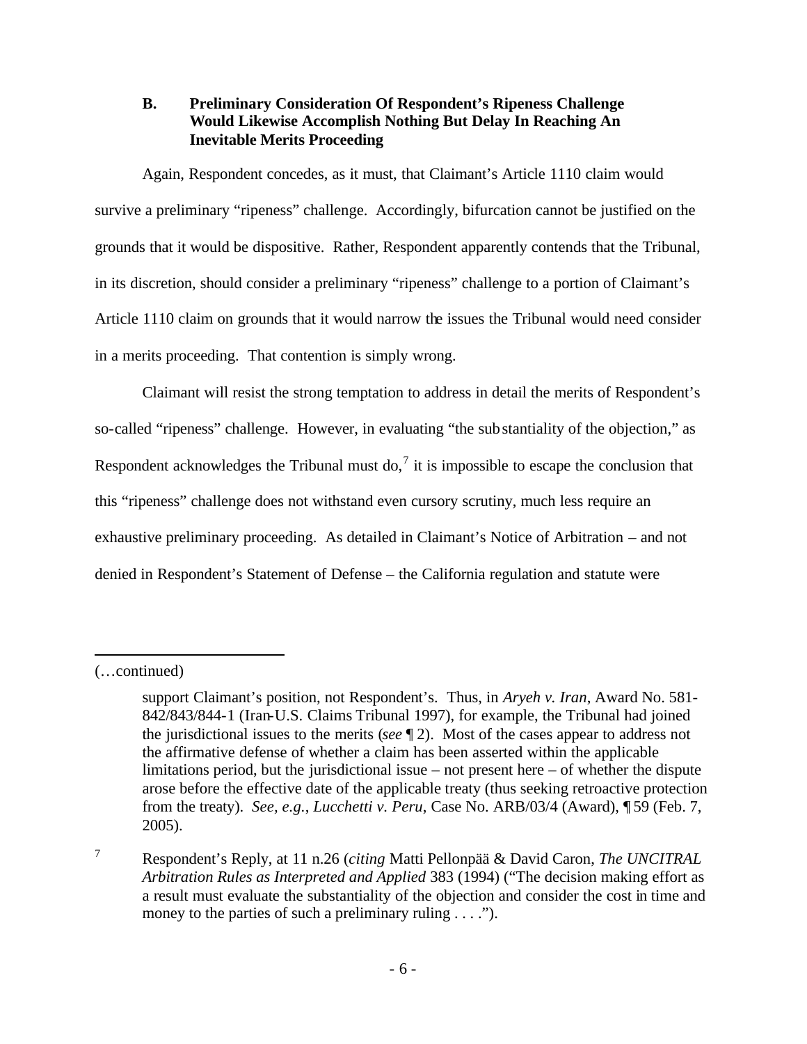### B. Preliminary Consideration Of Respondent's Ripeness Challenge Would Likewise Accomplish Nothing But Delay In Reaching An Inevitable Merits Proceeding

Again, Respondent concedes, as it must, that Claimant's Article 1110 claim would survive a preliminary "ripeness" challenge. Accordingly, bifurcation cannot be justified on the grounds that it would be dispositive. Rather, Respondent apparently contends that the Tribunal, in its discretion, should consider a preliminary "ripeness" challenge to a portion of Claimant's Article 1110 claim on grounds that it would narrow the issues the Tribunal would need consider in a merits proceeding. That contention is simply wrong.

Claimant will resist the strong temptation to address in detail the merits of Respondent's so-called "ripeness" challenge. However, in evaluating "the substantiality of the objection," as Respondent acknowledges the Tribunal must do,[7] it is impossible to escape the conclusion that this "ripeness" challenge does not withstand even cursory scrutiny, much less require an exhaustive preliminary proceeding. As detailed in Claimant's Notice of Arbitration – and not denied in Respondent's Statement of Defense – the California regulation and statute were

---

(…continued)

support Claimant's position, not Respondent's. Thus, in *Aryeh v. Iran*, Award No. 581-842/843/844-1 (Iran-U.S. Claims Tribunal 1997), for example, the Tribunal had joined the jurisdictional issues to the merits (*see* ¶ 2). Most of the cases appear to address not the affirmative defense of whether a claim has been asserted within the applicable limitations period, but the jurisdictional issue – not present here – of whether the dispute arose before the effective date of the applicable treaty (thus seeking retroactive protection from the treaty). *See, e.g.*, *Lucchetti v. Peru*, Case No. ARB/03/4 (Award), ¶ 59 (Feb. 7, 2005).

[7] Respondent's Reply, at 11 n.26 (*citing* Matti Pellonpää & David Caron, *The UNCITRAL Arbitration Rules as Interpreted and Applied* 383 (1994) ("The decision making effort as a result must evaluate the substantiality of the objection and consider the cost in time and money to the parties of such a preliminary ruling . . . .").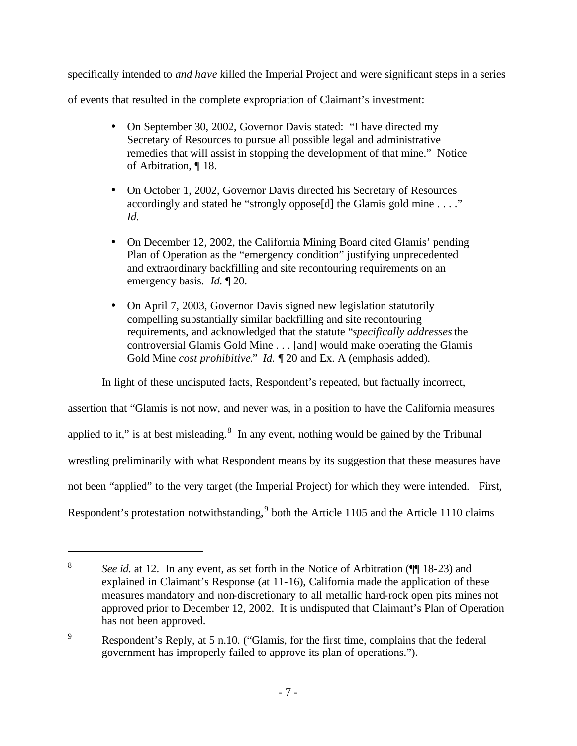specifically intended to *and have* killed the Imperial Project and were significant steps in a series of events that resulted in the complete expropriation of Claimant's investment:

- On September 30, 2002, Governor Davis stated: "I have directed my Secretary of Resources to pursue all possible legal and administrative remedies that will assist in stopping the development of that mine." Notice of Arbitration, ¶ 18.

- On October 1, 2002, Governor Davis directed his Secretary of Resources accordingly and stated he "strongly oppose[d] the Glamis gold mine . . . ." *Id.*

- On December 12, 2002, the California Mining Board cited Glamis' pending Plan of Operation as the "emergency condition" justifying unprecedented and extraordinary backfilling and site recontouring requirements on an emergency basis. *Id.* ¶ 20.

- On April 7, 2003, Governor Davis signed new legislation statutorily compelling substantially similar backfilling and site recontouring requirements, and acknowledged that the statute "*specifically addresses* the controversial Glamis Gold Mine . . . [and] would make operating the Glamis Gold Mine *cost prohibitive*." *Id.* ¶ 20 and Ex. A (emphasis added).

In light of these undisputed facts, Respondent's repeated, but factually incorrect, assertion that "Glamis is not now, and never was, in a position to have the California measures applied to it," is at best misleading.[8] In any event, nothing would be gained by the Tribunal wrestling preliminarily with what Respondent means by its suggestion that these measures have not been "applied" to the very target (the Imperial Project) for which they were intended. First, Respondent's protestation notwithstanding,[9] both the Article 1105 and the Article 1110 claims

---

[8] *See id.* at 12. In any event, as set forth in the Notice of Arbitration (¶¶ 18-23) and explained in Claimant's Response (at 11-16), California made the application of these measures mandatory and non-discretionary to all metallic hard-rock open pits mines not approved prior to December 12, 2002. It is undisputed that Claimant's Plan of Operation has not been approved.

[9] Respondent's Reply, at 5 n.10. ("Glamis, for the first time, complains that the federal government has improperly failed to approve its plan of operations.").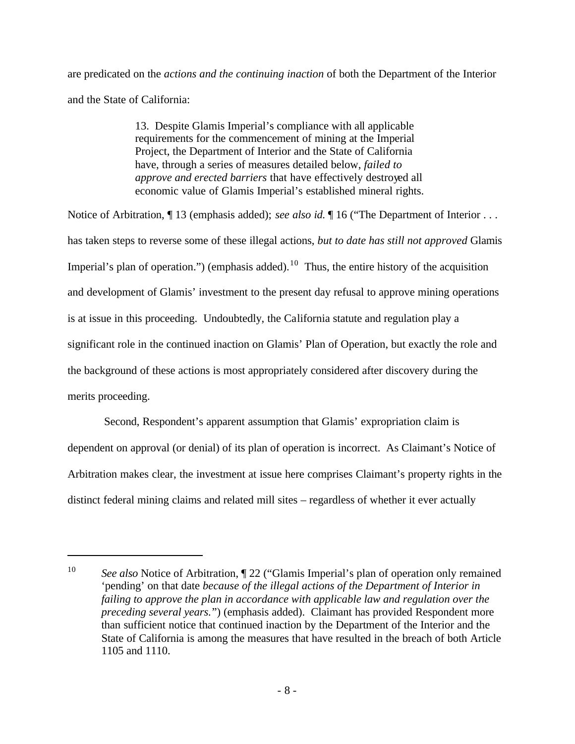are predicated on the *actions and the continuing inaction* of both the Department of the Interior and the State of California:

> 13. Despite Glamis Imperial's compliance with all applicable requirements for the commencement of mining at the Imperial Project, the Department of Interior and the State of California have, through a series of measures detailed below, *failed to approve and erected barriers* that have effectively destroyed all economic value of Glamis Imperial's established mineral rights.

Notice of Arbitration, ¶ 13 (emphasis added); *see also id.* ¶ 16 ("The Department of Interior . . . has taken steps to reverse some of these illegal actions, *but to date has still not approved* Glamis Imperial's plan of operation.") (emphasis added).[10] Thus, the entire history of the acquisition and development of Glamis' investment to the present day refusal to approve mining operations is at issue in this proceeding. Undoubtedly, the California statute and regulation play a significant role in the continued inaction on Glamis' Plan of Operation, but exactly the role and the background of these actions is most appropriately considered after discovery during the merits proceeding.

Second, Respondent's apparent assumption that Glamis' expropriation claim is dependent on approval (or denial) of its plan of operation is incorrect. As Claimant's Notice of Arbitration makes clear, the investment at issue here comprises Claimant's property rights in the distinct federal mining claims and related mill sites – regardless of whether it ever actually

---

[10] *See also* Notice of Arbitration, ¶ 22 ("Glamis Imperial's plan of operation only remained 'pending' on that date *because of the illegal actions of the Department of Interior in failing to approve the plan in accordance with applicable law and regulation over the preceding several years.*") (emphasis added). Claimant has provided Respondent more than sufficient notice that continued inaction by the Department of the Interior and the State of California is among the measures that have resulted in the breach of both Article 1105 and 1110.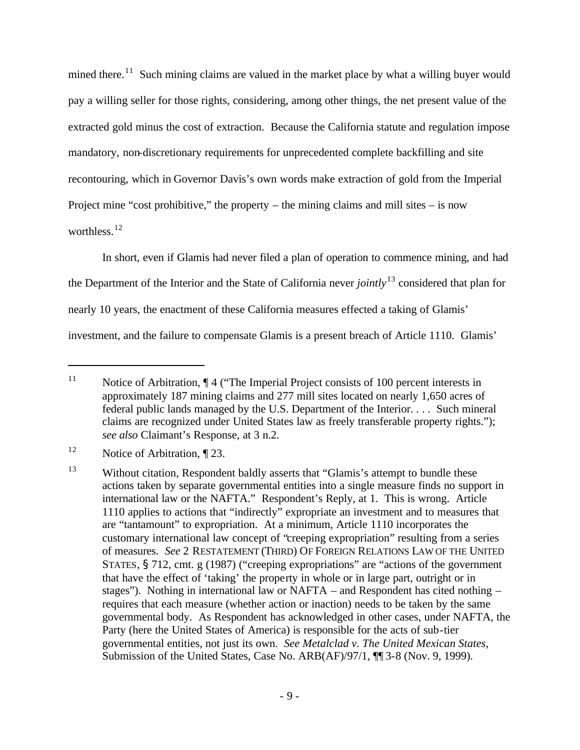mined there.[11] Such mining claims are valued in the market place by what a willing buyer would pay a willing seller for those rights, considering, among other things, the net present value of the extracted gold minus the cost of extraction. Because the California statute and regulation impose mandatory, non-discretionary requirements for unprecedented complete backfilling and site recontouring, which in Governor Davis's own words make extraction of gold from the Imperial Project mine "cost prohibitive," the property – the mining claims and mill sites – is now worthless.[12]

In short, even if Glamis had never filed a plan of operation to commence mining, and had the Department of the Interior and the State of California never *jointly*[13] considered that plan for nearly 10 years, the enactment of these California measures effected a taking of Glamis' investment, and the failure to compensate Glamis is a present breach of Article 1110. Glamis'

---

[11] Notice of Arbitration, ¶ 4 ("The Imperial Project consists of 100 percent interests in approximately 187 mining claims and 277 mill sites located on nearly 1,650 acres of federal public lands managed by the U.S. Department of the Interior. . . . Such mineral claims are recognized under United States law as freely transferable property rights."); *see also* Claimant's Response, at 3 n.2.

[12] Notice of Arbitration, ¶ 23.

[13] Without citation, Respondent baldly asserts that "Glamis's attempt to bundle these actions taken by separate governmental entities into a single measure finds no support in international law or the NAFTA." Respondent's Reply, at 1. This is wrong. Article 1110 applies to actions that "indirectly" expropriate an investment and to measures that are "tantamount" to expropriation. At a minimum, Article 1110 incorporates the customary international law concept of "creeping expropriation" resulting from a series of measures. *See* 2 RESTATEMENT (THIRD) OF FOREIGN RELATIONS LAW OF THE UNITED STATES, § 712, cmt. g (1987) ("creeping expropriations" are "actions of the government that have the effect of 'taking' the property in whole or in large part, outright or in stages"). Nothing in international law or NAFTA – and Respondent has cited nothing – requires that each measure (whether action or inaction) needs to be taken by the same governmental body. As Respondent has acknowledged in other cases, under NAFTA, the Party (here the United States of America) is responsible for the acts of sub-tier governmental entities, not just its own. *See Metalclad v. The United Mexican States*, Submission of the United States, Case No. ARB(AF)/97/1, ¶¶ 3-8 (Nov. 9, 1999).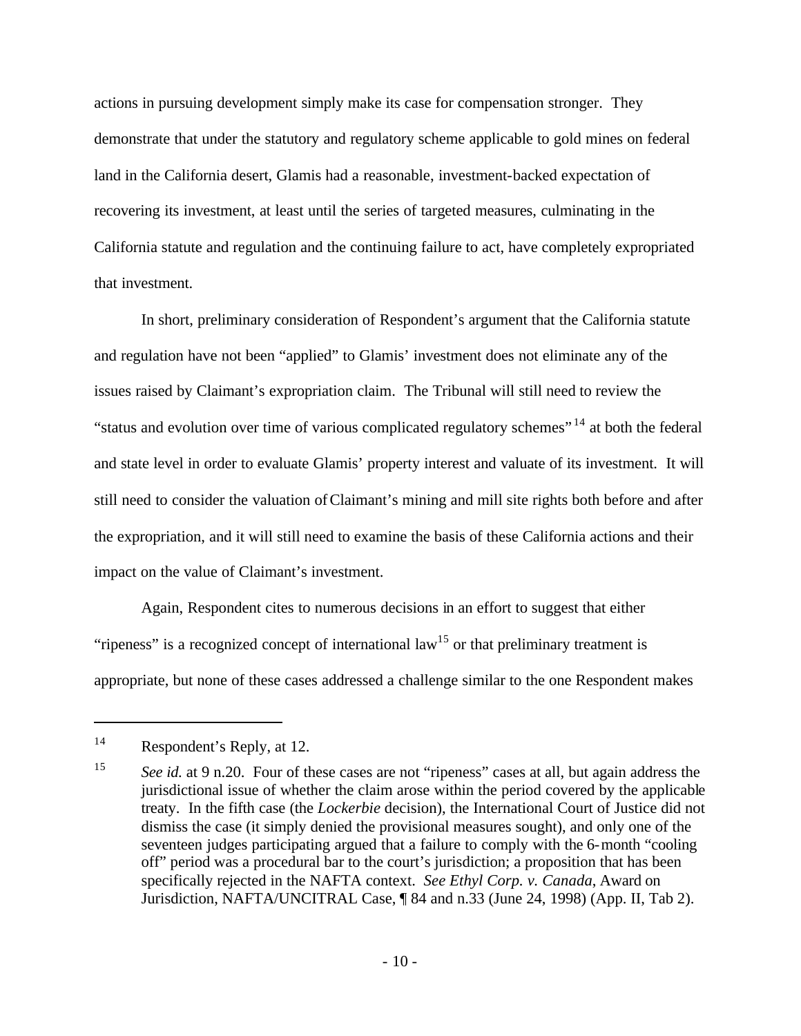actions in pursuing development simply make its case for compensation stronger. They demonstrate that under the statutory and regulatory scheme applicable to gold mines on federal land in the California desert, Glamis had a reasonable, investment-backed expectation of recovering its investment, at least until the series of targeted measures, culminating in the California statute and regulation and the continuing failure to act, have completely expropriated that investment.

In short, preliminary consideration of Respondent's argument that the California statute and regulation have not been "applied" to Glamis' investment does not eliminate any of the issues raised by Claimant's expropriation claim. The Tribunal will still need to review the "status and evolution over time of various complicated regulatory schemes"[14] at both the federal and state level in order to evaluate Glamis' property interest and valuate of its investment. It will still need to consider the valuation of Claimant's mining and mill site rights both before and after the expropriation, and it will still need to examine the basis of these California actions and their impact on the value of Claimant's investment.

Again, Respondent cites to numerous decisions in an effort to suggest that either "ripeness" is a recognized concept of international law[15] or that preliminary treatment is appropriate, but none of these cases addressed a challenge similar to the one Respondent makes

---

[14] Respondent's Reply, at 12.

[15] *See id.* at 9 n.20. Four of these cases are not "ripeness" cases at all, but again address the jurisdictional issue of whether the claim arose within the period covered by the applicable treaty. In the fifth case (the *Lockerbie* decision), the International Court of Justice did not dismiss the case (it simply denied the provisional measures sought), and only one of the seventeen judges participating argued that a failure to comply with the 6-month "cooling off" period was a procedural bar to the court's jurisdiction; a proposition that has been specifically rejected in the NAFTA context. *See Ethyl Corp. v. Canada*, Award on Jurisdiction, NAFTA/UNCITRAL Case, ¶ 84 and n.33 (June 24, 1998) (App. II, Tab 2).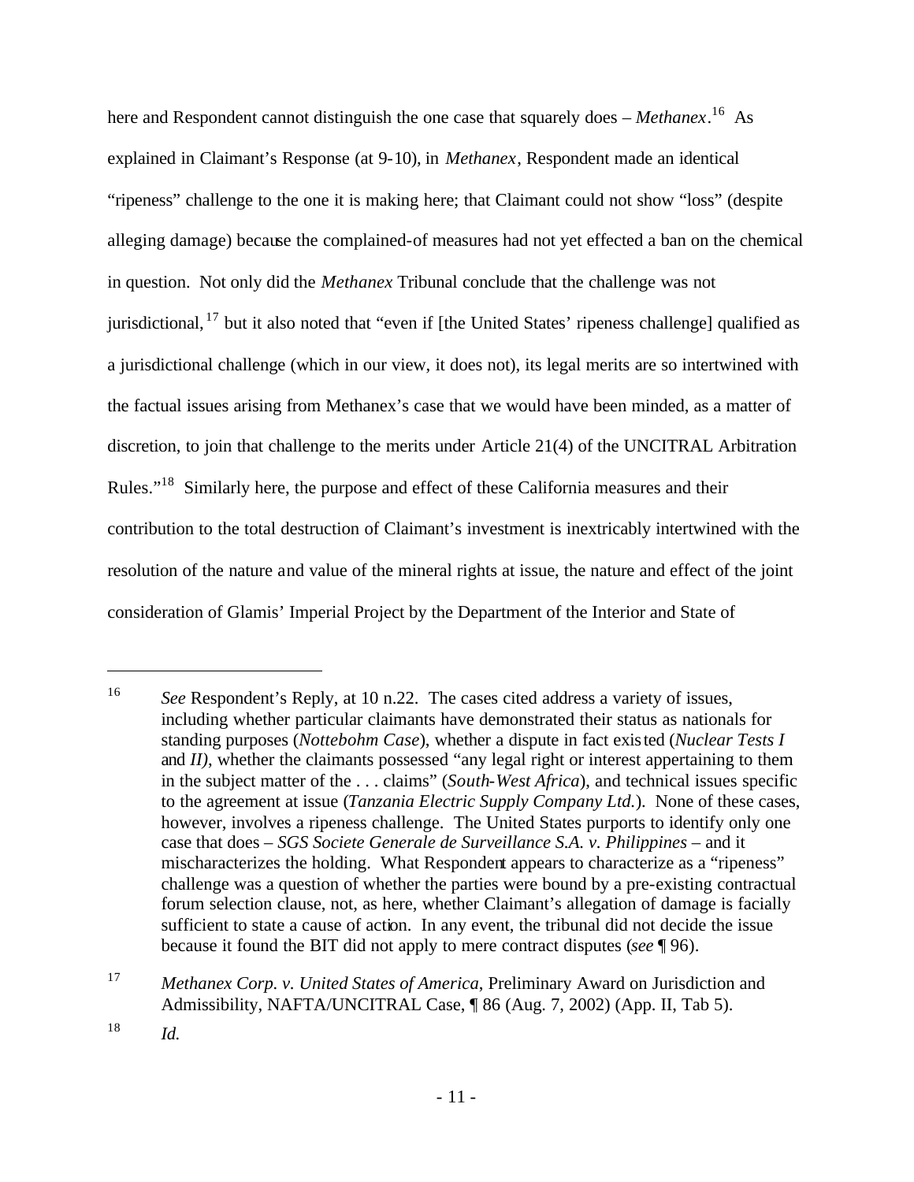here and Respondent cannot distinguish the one case that squarely does – *Methanex*.[16] As explained in Claimant's Response (at 9-10), in *Methanex*, Respondent made an identical "ripeness" challenge to the one it is making here; that Claimant could not show "loss" (despite alleging damage) because the complained-of measures had not yet effected a ban on the chemical in question. Not only did the *Methanex* Tribunal conclude that the challenge was not jurisdictional,[17] but it also noted that "even if [the United States' ripeness challenge] qualified as a jurisdictional challenge (which in our view, it does not), its legal merits are so intertwined with the factual issues arising from Methanex's case that we would have been minded, as a matter of discretion, to join that challenge to the merits under Article 21(4) of the UNCITRAL Arbitration Rules."[18] Similarly here, the purpose and effect of these California measures and their contribution to the total destruction of Claimant's investment is inextricably intertwined with the resolution of the nature and value of the mineral rights at issue, the nature and effect of the joint consideration of Glamis' Imperial Project by the Department of the Interior and State of

---

[16] *See* Respondent's Reply, at 10 n.22. The cases cited address a variety of issues, including whether particular claimants have demonstrated their status as nationals for standing purposes (*Nottebohm Case*), whether a dispute in fact existed (*Nuclear Tests I* and *II)*, whether the claimants possessed "any legal right or interest appertaining to them in the subject matter of the . . . claims" (*South-West Africa*), and technical issues specific to the agreement at issue (*Tanzania Electric Supply Company Ltd.*). None of these cases, however, involves a ripeness challenge. The United States purports to identify only one case that does – *SGS Societe Generale de Surveillance S.A. v. Philippines* – and it mischaracterizes the holding. What Respondent appears to characterize as a "ripeness" challenge was a question of whether the parties were bound by a pre-existing contractual forum selection clause, not, as here, whether Claimant's allegation of damage is facially sufficient to state a cause of action. In any event, the tribunal did not decide the issue because it found the BIT did not apply to mere contract disputes (*see* ¶ 96).

[17] *Methanex Corp. v. United States of America*, Preliminary Award on Jurisdiction and Admissibility, NAFTA/UNCITRAL Case, ¶ 86 (Aug. 7, 2002) (App. II, Tab 5).

[18] *Id.*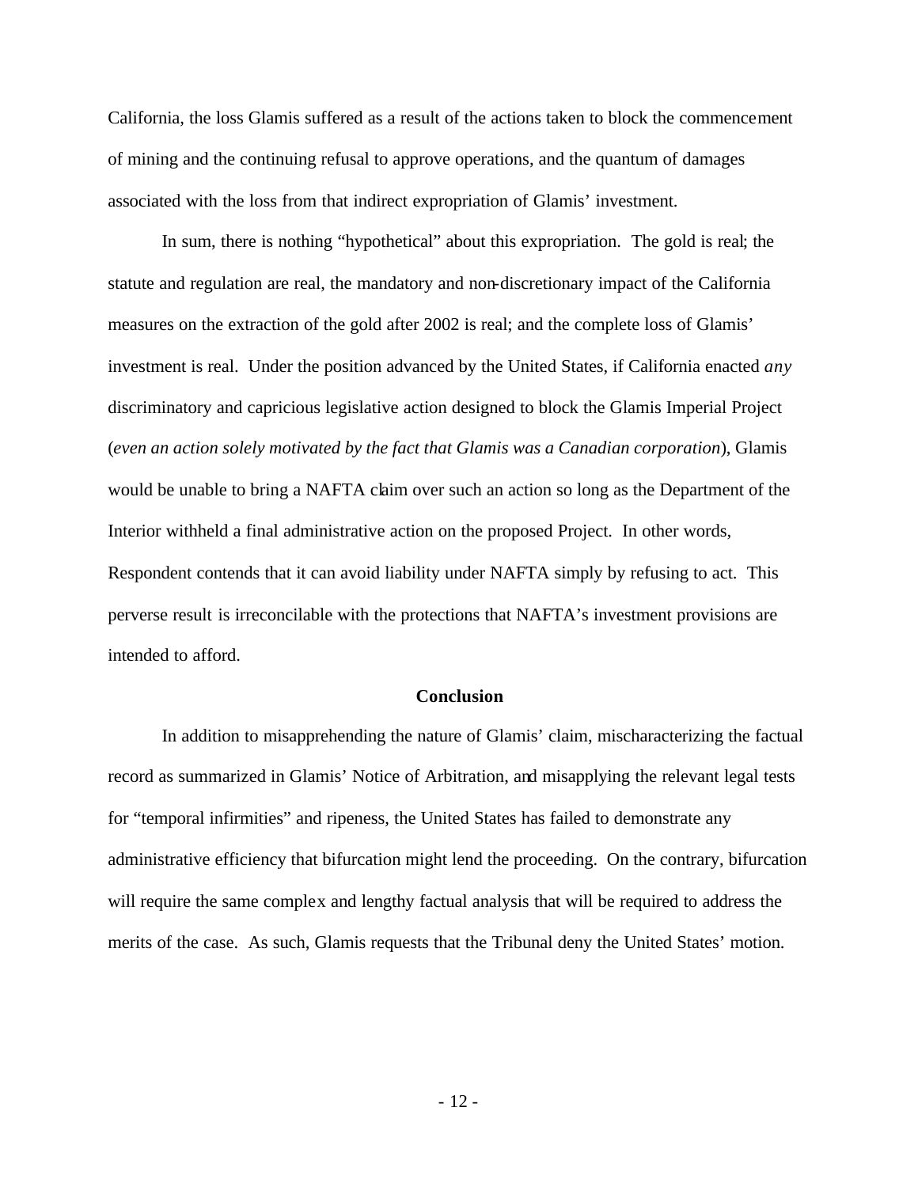California, the loss Glamis suffered as a result of the actions taken to block the commencement of mining and the continuing refusal to approve operations, and the quantum of damages associated with the loss from that indirect expropriation of Glamis' investment.

In sum, there is nothing "hypothetical" about this expropriation. The gold is real; the statute and regulation are real, the mandatory and non-discretionary impact of the California measures on the extraction of the gold after 2002 is real; and the complete loss of Glamis' investment is real. Under the position advanced by the United States, if California enacted *any* discriminatory and capricious legislative action designed to block the Glamis Imperial Project (*even an action solely motivated by the fact that Glamis was a Canadian corporation*), Glamis would be unable to bring a NAFTA claim over such an action so long as the Department of the Interior withheld a final administrative action on the proposed Project. In other words, Respondent contends that it can avoid liability under NAFTA simply by refusing to act. This perverse result is irreconcilable with the protections that NAFTA's investment provisions are intended to afford.

## Conclusion

In addition to misapprehending the nature of Glamis' claim, mischaracterizing the factual record as summarized in Glamis' Notice of Arbitration, and misapplying the relevant legal tests for "temporal infirmities" and ripeness, the United States has failed to demonstrate any administrative efficiency that bifurcation might lend the proceeding. On the contrary, bifurcation will require the same complex and lengthy factual analysis that will be required to address the merits of the case. As such, Glamis requests that the Tribunal deny the United States' motion.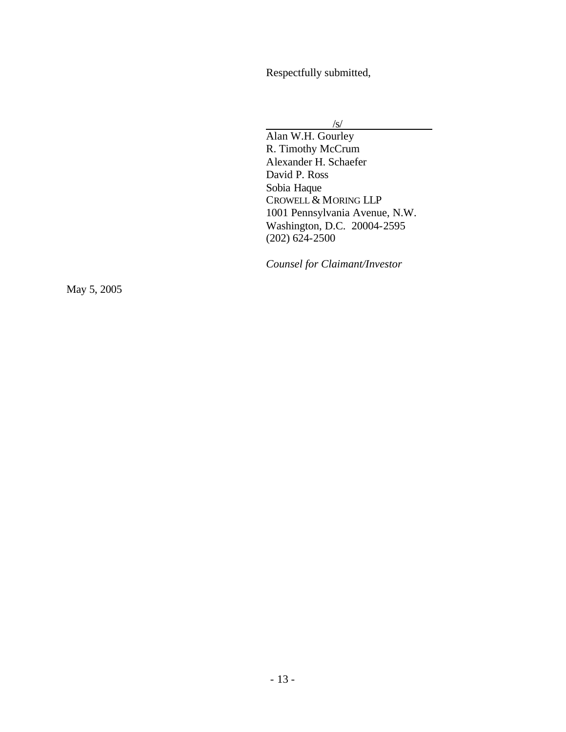Respectfully submitted,

/s/

Alan W.H. Gourley
R. Timothy McCrum
Alexander H. Schaefer
David P. Ross
Sobia Haque
CROWELL & MORING LLP
1001 Pennsylvania Avenue, N.W.
Washington, D.C. 20004-2595
(202) 624-2500

*Counsel for Claimant/Investor*

May 5, 2005